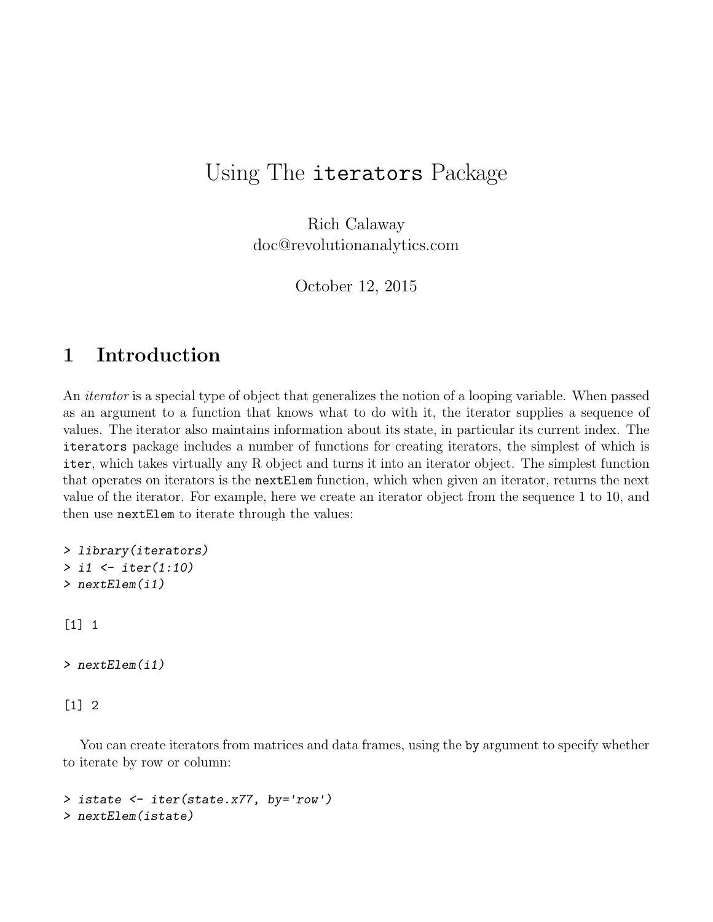# Using The `iterators` Package

Rich Calaway
doc@revolutionanalytics.com

October 12, 2015

## 1 Introduction

An *iterator* is a special type of object that generalizes the notion of a looping variable. When passed as an argument to a function that knows what to do with it, the iterator supplies a sequence of values. The iterator also maintains information about its state, in particular its current index. The `iterators` package includes a number of functions for creating iterators, the simplest of which is `iter`, which takes virtually any R object and turns it into an iterator object. The simplest function that operates on iterators is the `nextElem` function, which when given an iterator, returns the next value of the iterator. For example, here we create an iterator object from the sequence 1 to 10, and then use `nextElem` to iterate through the values:

```
> library(iterators)
> i1 <- iter(1:10)
> nextElem(i1)
```

```
[1] 1
```

```
> nextElem(i1)
```

```
[1] 2
```

You can create iterators from matrices and data frames, using the `by` argument to specify whether to iterate by row or column:

```
> istate <- iter(state.x77, by='row')
> nextElem(istate)
```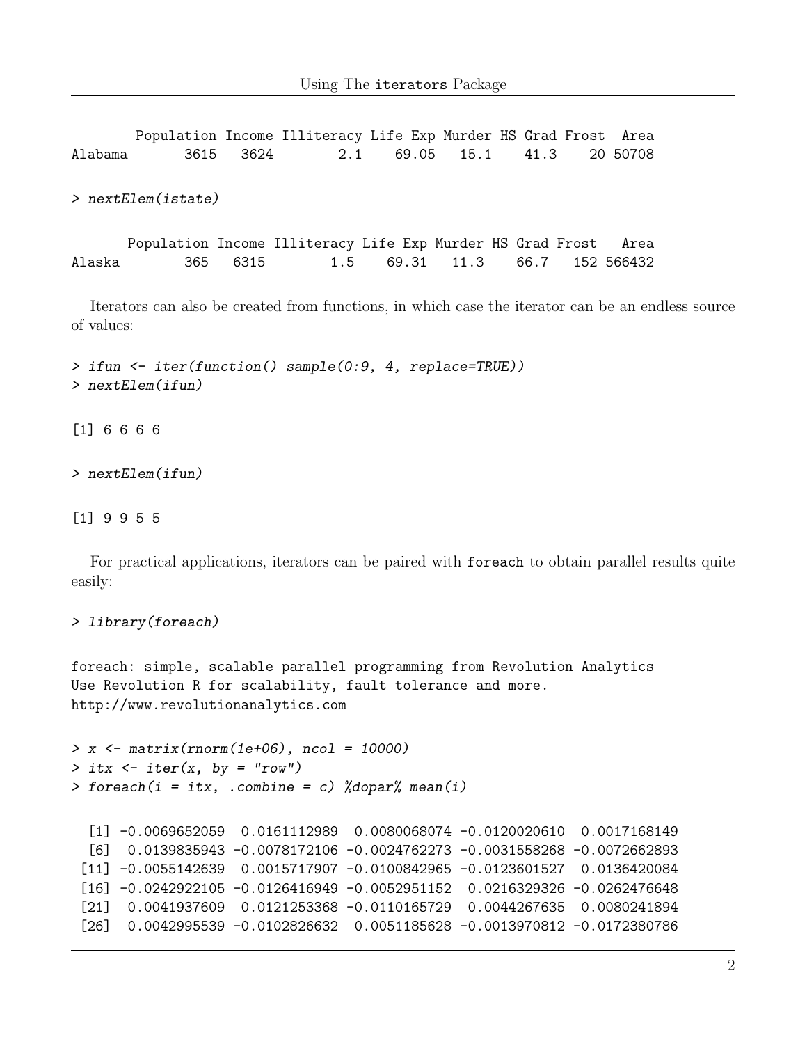```
        Population Income Illiteracy Life Exp Murder HS Grad Frost  Area
Alabama       3615   3624        2.1    69.05   15.1    41.3    20 50708
```

```
> nextElem(istate)
```

```
       Population Income Illiteracy Life Exp Murder HS Grad Frost   Area
Alaska        365   6315        1.5    69.31   11.3    66.7   152 566432
```

Iterators can also be created from functions, in which case the iterator can be an endless source of values:

```
> ifun <- iter(function() sample(0:9, 4, replace=TRUE))
> nextElem(ifun)
```

```
[1] 6 6 6 6
```

```
> nextElem(ifun)
```

```
[1] 9 9 5 5
```

For practical applications, iterators can be paired with foreach to obtain parallel results quite easily:

```
> library(foreach)
```

```
foreach: simple, scalable parallel programming from Revolution Analytics
Use Revolution R for scalability, fault tolerance and more.
http://www.revolutionanalytics.com
```

```
> x <- matrix(rnorm(1e+06), ncol = 10000)
> itx <- iter(x, by = "row")
> foreach(i = itx, .combine = c) %dopar% mean(i)
```

```
  [1] -0.0069652059  0.0161112989  0.0080068074 -0.0120020610  0.0017168149
  [6]  0.0139835943 -0.0078172106 -0.0024762273 -0.0031558268 -0.0072662893
 [11] -0.0055142639  0.0015717907 -0.0100842965 -0.0123601527  0.0136420084
 [16] -0.0242922105 -0.0126416949 -0.0052951152  0.0216329326 -0.0262476648
 [21]  0.0041937609  0.0121253368 -0.0110165729  0.0044267635  0.0080241894
 [26]  0.0042995539 -0.0102826632  0.0051185628 -0.0013970812 -0.0172380786
```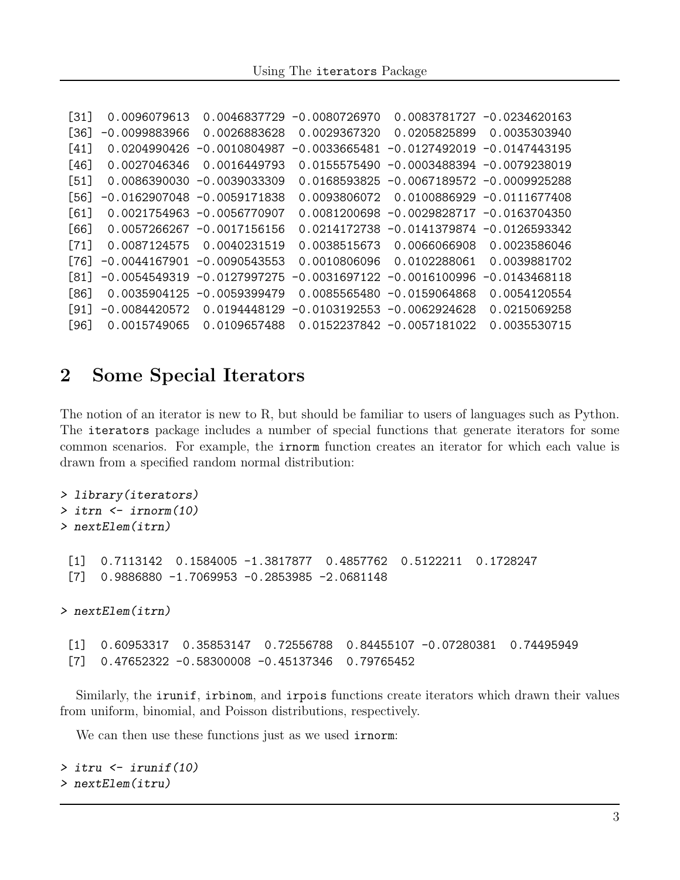```
[31]  0.0096079613  0.0046837729 -0.0080726970  0.0083781727 -0.0234620163
[36] -0.0099883966  0.0026883628  0.0029367320  0.0205825899  0.0035303940
[41]  0.0204990426 -0.0010804987 -0.0033665481 -0.0127492019 -0.0147443195
[46]  0.0027046346  0.0016449793  0.0155575490 -0.0003488394 -0.0079238019
[51]  0.0086390030 -0.0039033309  0.0168593825 -0.0067189572 -0.0009925288
[56] -0.0162907048 -0.0059171838  0.0093806072  0.0100886929 -0.0111677408
[61]  0.0021754963 -0.0056770907  0.0081200698 -0.0029828717 -0.0163704350
[66]  0.0057266267 -0.0017156156  0.0214172738 -0.0141379874 -0.0126593342
[71]  0.0087124575  0.0040231519  0.0038515673  0.0066066908  0.0023586046
[76] -0.0044167901 -0.0090543553  0.0010806096  0.0102288061  0.0039881702
[81] -0.0054549319 -0.0127997275 -0.0031697122 -0.0016100996 -0.0143468118
[86]  0.0035904125 -0.0059399479  0.0085565480 -0.0159064868  0.0054120554
[91] -0.0084420572  0.0194448129 -0.0103192553 -0.0062924628  0.0215069258
[96]  0.0015749065  0.0109657488  0.0152237842 -0.0057181022  0.0035530715
```

## 2 Some Special Iterators

The notion of an iterator is new to R, but should be familiar to users of languages such as Python. The iterators package includes a number of special functions that generate iterators for some common scenarios. For example, the irnorm function creates an iterator for which each value is drawn from a specified random normal distribution:

```
> library(iterators)
> itrn <- irnorm(10)
> nextElem(itrn)

 [1]  0.7113142  0.1584005 -1.3817877  0.4857762  0.5122211  0.1728247
 [7]  0.9886880 -1.7069953 -0.2853985 -2.0681148

> nextElem(itrn)

 [1]  0.60953317  0.35853147  0.72556788  0.84455107 -0.07280381  0.74495949
 [7]  0.47652322 -0.58300008 -0.45137346  0.79765452
```

Similarly, the irunif, irbinom, and irpois functions create iterators which drawn their values from uniform, binomial, and Poisson distributions, respectively.

We can then use these functions just as we used irnorm:

```
> itru <- irunif(10)
> nextElem(itru)
```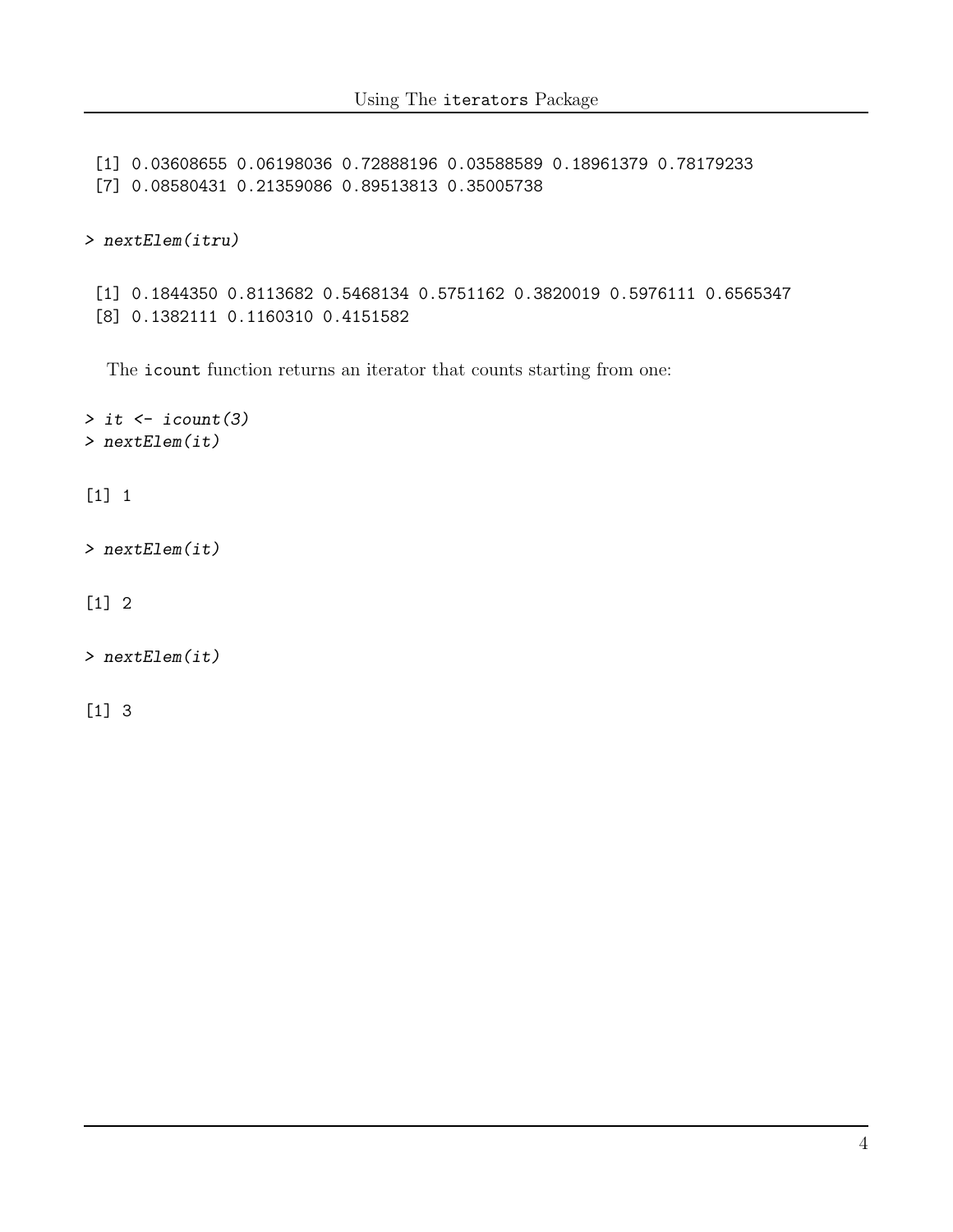```
 [1] 0.03608655 0.06198036 0.72888196 0.03588589 0.18961379 0.78179233
 [7] 0.08580431 0.21359086 0.89513813 0.35005738
```

```
> nextElem(itru)
```

```
 [1] 0.1844350 0.8113682 0.5468134 0.5751162 0.3820019 0.5976111 0.6565347
 [8] 0.1382111 0.1160310 0.4151582
```

The `icount` function returns an iterator that counts starting from one:

```
> it <- icount(3)
> nextElem(it)
```

```
[1] 1
```

```
> nextElem(it)
```

```
[1] 2
```

```
> nextElem(it)
```

```
[1] 3
```